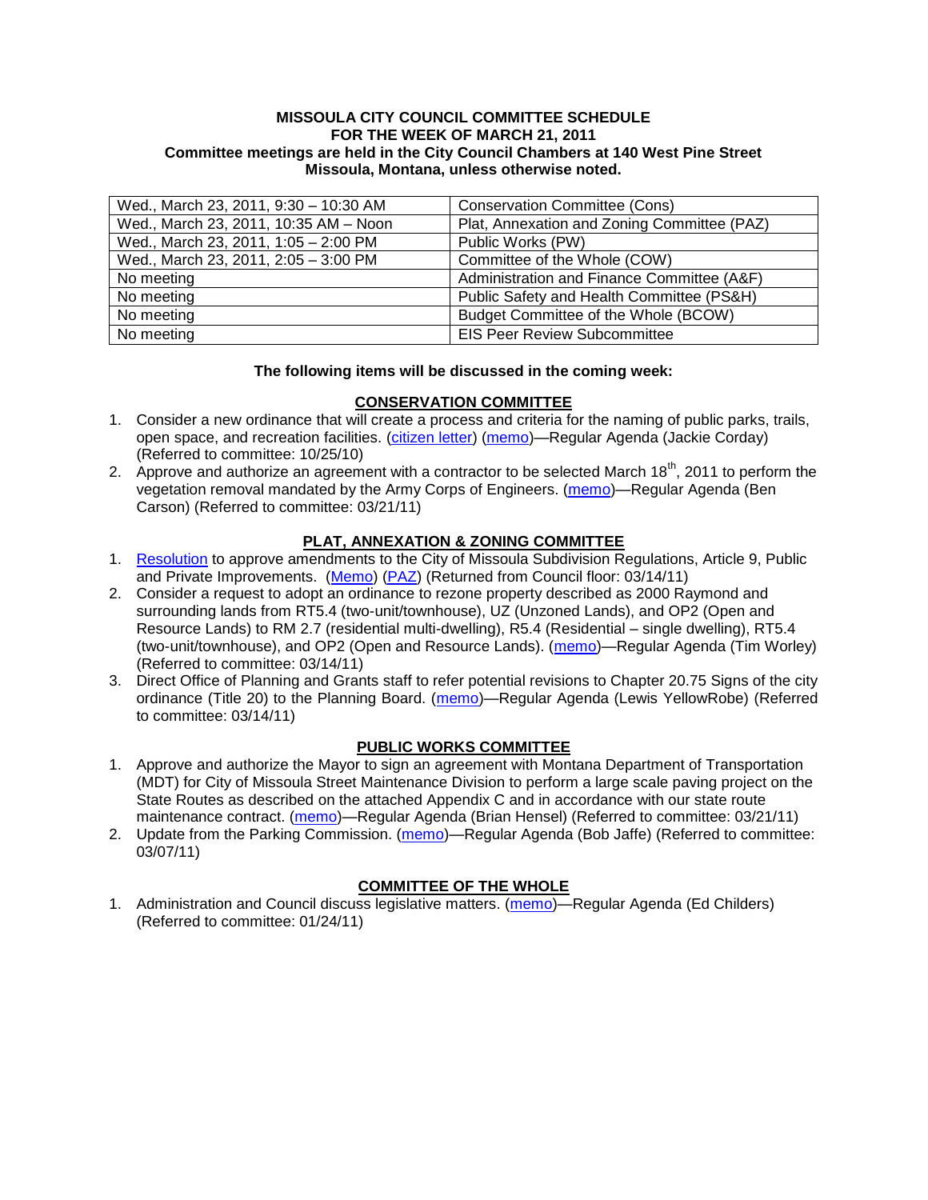**MISSOULA CITY COUNCIL COMMITTEE SCHEDULE**
**FOR THE WEEK OF MARCH 21, 2011**
**Committee meetings are held in the City Council Chambers at 140 West Pine Street**
**Missoula, Montana, unless otherwise noted.**

| | |
|---|---|
| Wed., March 23, 2011, 9:30 – 10:30 AM | Conservation Committee (Cons) |
| Wed., March 23, 2011, 10:35 AM – Noon | Plat, Annexation and Zoning Committee (PAZ) |
| Wed., March 23, 2011, 1:05 – 2:00 PM | Public Works (PW) |
| Wed., March 23, 2011, 2:05 – 3:00 PM | Committee of the Whole (COW) |
| No meeting | Administration and Finance Committee (A&F) |
| No meeting | Public Safety and Health Committee (PS&H) |
| No meeting | Budget Committee of the Whole (BCOW) |
| No meeting | EIS Peer Review Subcommittee |

**The following items will be discussed in the coming week:**

## CONSERVATION COMMITTEE

1. Consider a new ordinance that will create a process and criteria for the naming of public parks, trails, open space, and recreation facilities. (citizen letter) (memo)—Regular Agenda (Jackie Corday) (Referred to committee: 10/25/10)
2. Approve and authorize an agreement with a contractor to be selected March 18th, 2011 to perform the vegetation removal mandated by the Army Corps of Engineers. (memo)—Regular Agenda (Ben Carson) (Referred to committee: 03/21/11)

## PLAT, ANNEXATION & ZONING COMMITTEE

1. Resolution to approve amendments to the City of Missoula Subdivision Regulations, Article 9, Public and Private Improvements. (Memo) (PAZ) (Returned from Council floor: 03/14/11)
2. Consider a request to adopt an ordinance to rezone property described as 2000 Raymond and surrounding lands from RT5.4 (two-unit/townhouse), UZ (Unzoned Lands), and OP2 (Open and Resource Lands) to RM 2.7 (residential multi-dwelling), R5.4 (Residential – single dwelling), RT5.4 (two-unit/townhouse), and OP2 (Open and Resource Lands). (memo)—Regular Agenda (Tim Worley) (Referred to committee: 03/14/11)
3. Direct Office of Planning and Grants staff to refer potential revisions to Chapter 20.75 Signs of the city ordinance (Title 20) to the Planning Board. (memo)—Regular Agenda (Lewis YellowRobe) (Referred to committee: 03/14/11)

## PUBLIC WORKS COMMITTEE

1. Approve and authorize the Mayor to sign an agreement with Montana Department of Transportation (MDT) for City of Missoula Street Maintenance Division to perform a large scale paving project on the State Routes as described on the attached Appendix C and in accordance with our state route maintenance contract. (memo)—Regular Agenda (Brian Hensel) (Referred to committee: 03/21/11)
2. Update from the Parking Commission. (memo)—Regular Agenda (Bob Jaffe) (Referred to committee: 03/07/11)

## COMMITTEE OF THE WHOLE

1. Administration and Council discuss legislative matters. (memo)—Regular Agenda (Ed Childers) (Referred to committee: 01/24/11)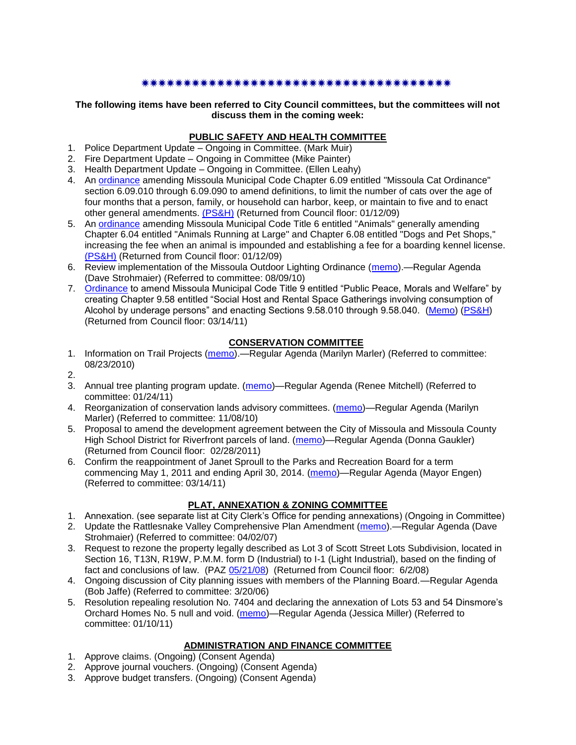✷✷✷✷✷✷✷✷✷✷✷✷✷✷✷✷✷✷✷✷✷✷✷✷✷✷✷✷✷✷✷✷✷✷✷✷✷✷

**The following items have been referred to City Council committees, but the committees will not discuss them in the coming week:**

## PUBLIC SAFETY AND HEALTH COMMITTEE

1. Police Department Update – Ongoing in Committee. (Mark Muir)
2. Fire Department Update – Ongoing in Committee (Mike Painter)
3. Health Department Update – Ongoing in Committee. (Ellen Leahy)
4. An ordinance amending Missoula Municipal Code Chapter 6.09 entitled "Missoula Cat Ordinance" section 6.09.010 through 6.09.090 to amend definitions, to limit the number of cats over the age of four months that a person, family, or household can harbor, keep, or maintain to five and to enact other general amendments. (PS&H) (Returned from Council floor: 01/12/09)
5. An ordinance amending Missoula Municipal Code Title 6 entitled "Animals" generally amending Chapter 6.04 entitled "Animals Running at Large" and Chapter 6.08 entitled "Dogs and Pet Shops," increasing the fee when an animal is impounded and establishing a fee for a boarding kennel license. (PS&H) (Returned from Council floor: 01/12/09)
6. Review implementation of the Missoula Outdoor Lighting Ordinance (memo).—Regular Agenda (Dave Strohmaier) (Referred to committee: 08/09/10)
7. Ordinance to amend Missoula Municipal Code Title 9 entitled "Public Peace, Morals and Welfare" by creating Chapter 9.58 entitled "Social Host and Rental Space Gatherings involving consumption of Alcohol by underage persons" and enacting Sections 9.58.010 through 9.58.040. (Memo) (PS&H) (Returned from Council floor: 03/14/11)

## CONSERVATION COMMITTEE

1. Information on Trail Projects (memo).—Regular Agenda (Marilyn Marler) (Referred to committee: 08/23/2010)
2. 
3. Annual tree planting program update. (memo)—Regular Agenda (Renee Mitchell) (Referred to committee: 01/24/11)
4. Reorganization of conservation lands advisory committees. (memo)—Regular Agenda (Marilyn Marler) (Referred to committee: 11/08/10)
5. Proposal to amend the development agreement between the City of Missoula and Missoula County High School District for Riverfront parcels of land. (memo)—Regular Agenda (Donna Gaukler) (Returned from Council floor: 02/28/2011)
6. Confirm the reappointment of Janet Sproull to the Parks and Recreation Board for a term commencing May 1, 2011 and ending April 30, 2014. (memo)—Regular Agenda (Mayor Engen) (Referred to committee: 03/14/11)

## PLAT, ANNEXATION & ZONING COMMITTEE

1. Annexation. (see separate list at City Clerk's Office for pending annexations) (Ongoing in Committee)
2. Update the Rattlesnake Valley Comprehensive Plan Amendment (memo).—Regular Agenda (Dave Strohmaier) (Referred to committee: 04/02/07)
3. Request to rezone the property legally described as Lot 3 of Scott Street Lots Subdivision, located in Section 16, T13N, R19W, P.M.M. form D (Industrial) to I-1 (Light Industrial), based on the finding of fact and conclusions of law. (PAZ 05/21/08) (Returned from Council floor: 6/2/08)
4. Ongoing discussion of City planning issues with members of the Planning Board.—Regular Agenda (Bob Jaffe) (Referred to committee: 3/20/06)
5. Resolution repealing resolution No. 7404 and declaring the annexation of Lots 53 and 54 Dinsmore's Orchard Homes No. 5 null and void. (memo)—Regular Agenda (Jessica Miller) (Referred to committee: 01/10/11)

## ADMINISTRATION AND FINANCE COMMITTEE

1. Approve claims. (Ongoing) (Consent Agenda)
2. Approve journal vouchers. (Ongoing) (Consent Agenda)
3. Approve budget transfers. (Ongoing) (Consent Agenda)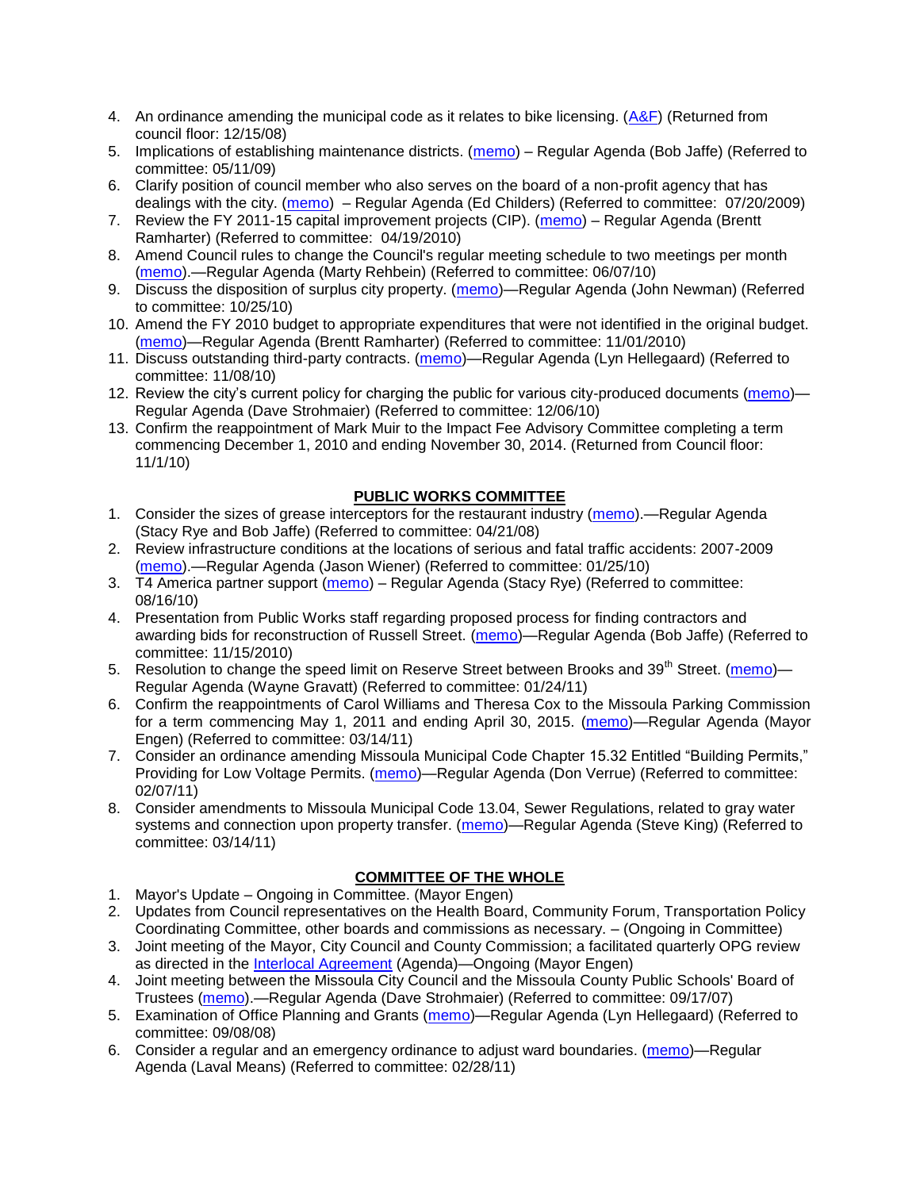4. An ordinance amending the municipal code as it relates to bike licensing. (A&F) (Returned from council floor: 12/15/08)
5. Implications of establishing maintenance districts. (memo) – Regular Agenda (Bob Jaffe) (Referred to committee: 05/11/09)
6. Clarify position of council member who also serves on the board of a non-profit agency that has dealings with the city. (memo) – Regular Agenda (Ed Childers) (Referred to committee: 07/20/2009)
7. Review the FY 2011-15 capital improvement projects (CIP). (memo) – Regular Agenda (Brentt Ramharter) (Referred to committee: 04/19/2010)
8. Amend Council rules to change the Council's regular meeting schedule to two meetings per month (memo).—Regular Agenda (Marty Rehbein) (Referred to committee: 06/07/10)
9. Discuss the disposition of surplus city property. (memo)—Regular Agenda (John Newman) (Referred to committee: 10/25/10)
10. Amend the FY 2010 budget to appropriate expenditures that were not identified in the original budget. (memo)—Regular Agenda (Brentt Ramharter) (Referred to committee: 11/01/2010)
11. Discuss outstanding third-party contracts. (memo)—Regular Agenda (Lyn Hellegaard) (Referred to committee: 11/08/10)
12. Review the city's current policy for charging the public for various city-produced documents (memo)—Regular Agenda (Dave Strohmaier) (Referred to committee: 12/06/10)
13. Confirm the reappointment of Mark Muir to the Impact Fee Advisory Committee completing a term commencing December 1, 2010 and ending November 30, 2014. (Returned from Council floor: 11/1/10)

## PUBLIC WORKS COMMITTEE

1. Consider the sizes of grease interceptors for the restaurant industry (memo).—Regular Agenda (Stacy Rye and Bob Jaffe) (Referred to committee: 04/21/08)
2. Review infrastructure conditions at the locations of serious and fatal traffic accidents: 2007-2009 (memo).—Regular Agenda (Jason Wiener) (Referred to committee: 01/25/10)
3. T4 America partner support (memo) – Regular Agenda (Stacy Rye) (Referred to committee: 08/16/10)
4. Presentation from Public Works staff regarding proposed process for finding contractors and awarding bids for reconstruction of Russell Street. (memo)—Regular Agenda (Bob Jaffe) (Referred to committee: 11/15/2010)
5. Resolution to change the speed limit on Reserve Street between Brooks and 39th Street. (memo)—Regular Agenda (Wayne Gravatt) (Referred to committee: 01/24/11)
6. Confirm the reappointments of Carol Williams and Theresa Cox to the Missoula Parking Commission for a term commencing May 1, 2011 and ending April 30, 2015. (memo)—Regular Agenda (Mayor Engen) (Referred to committee: 03/14/11)
7. Consider an ordinance amending Missoula Municipal Code Chapter 15.32 Entitled "Building Permits," Providing for Low Voltage Permits. (memo)—Regular Agenda (Don Verrue) (Referred to committee: 02/07/11)
8. Consider amendments to Missoula Municipal Code 13.04, Sewer Regulations, related to gray water systems and connection upon property transfer. (memo)—Regular Agenda (Steve King) (Referred to committee: 03/14/11)

## COMMITTEE OF THE WHOLE

1. Mayor's Update – Ongoing in Committee. (Mayor Engen)
2. Updates from Council representatives on the Health Board, Community Forum, Transportation Policy Coordinating Committee, other boards and commissions as necessary. – (Ongoing in Committee)
3. Joint meeting of the Mayor, City Council and County Commission; a facilitated quarterly OPG review as directed in the Interlocal Agreement (Agenda)—Ongoing (Mayor Engen)
4. Joint meeting between the Missoula City Council and the Missoula County Public Schools' Board of Trustees (memo).—Regular Agenda (Dave Strohmaier) (Referred to committee: 09/17/07)
5. Examination of Office Planning and Grants (memo)—Regular Agenda (Lyn Hellegaard) (Referred to committee: 09/08/08)
6. Consider a regular and an emergency ordinance to adjust ward boundaries. (memo)—Regular Agenda (Laval Means) (Referred to committee: 02/28/11)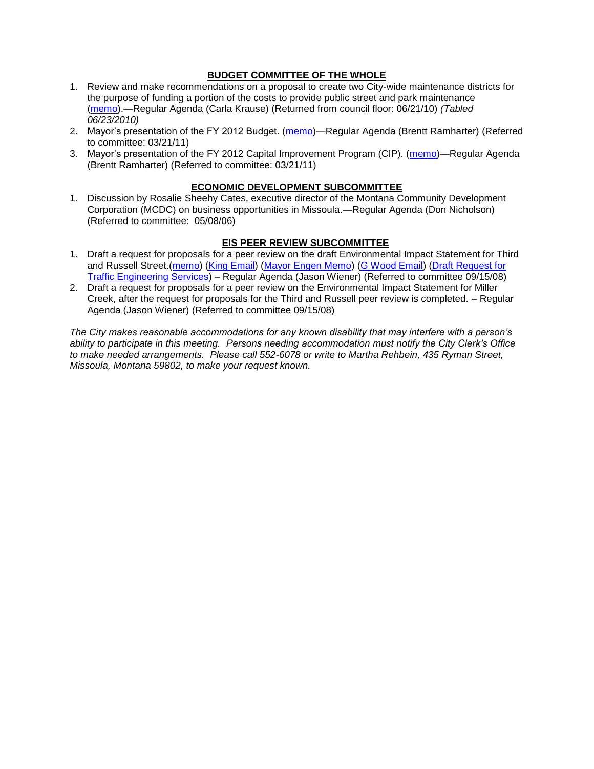**BUDGET COMMITTEE OF THE WHOLE**

1. Review and make recommendations on a proposal to create two City-wide maintenance districts for the purpose of funding a portion of the costs to provide public street and park maintenance (memo).—Regular Agenda (Carla Krause) (Returned from council floor: 06/21/10) *(Tabled 06/23/2010)*
2. Mayor's presentation of the FY 2012 Budget. (memo)—Regular Agenda (Brentt Ramharter) (Referred to committee: 03/21/11)
3. Mayor's presentation of the FY 2012 Capital Improvement Program (CIP). (memo)—Regular Agenda (Brentt Ramharter) (Referred to committee: 03/21/11)

**ECONOMIC DEVELOPMENT SUBCOMMITTEE**

1. Discussion by Rosalie Sheehy Cates, executive director of the Montana Community Development Corporation (MCDC) on business opportunities in Missoula.—Regular Agenda (Don Nicholson) (Referred to committee: 05/08/06)

**EIS PEER REVIEW SUBCOMMITTEE**

1. Draft a request for proposals for a peer review on the draft Environmental Impact Statement for Third and Russell Street.(memo) (King Email) (Mayor Engen Memo) (G Wood Email) (Draft Request for Traffic Engineering Services) – Regular Agenda (Jason Wiener) (Referred to committee 09/15/08)
2. Draft a request for proposals for a peer review on the Environmental Impact Statement for Miller Creek, after the request for proposals for the Third and Russell peer review is completed. – Regular Agenda (Jason Wiener) (Referred to committee 09/15/08)

*The City makes reasonable accommodations for any known disability that may interfere with a person's ability to participate in this meeting. Persons needing accommodation must notify the City Clerk's Office to make needed arrangements. Please call 552-6078 or write to Martha Rehbein, 435 Ryman Street, Missoula, Montana 59802, to make your request known.*